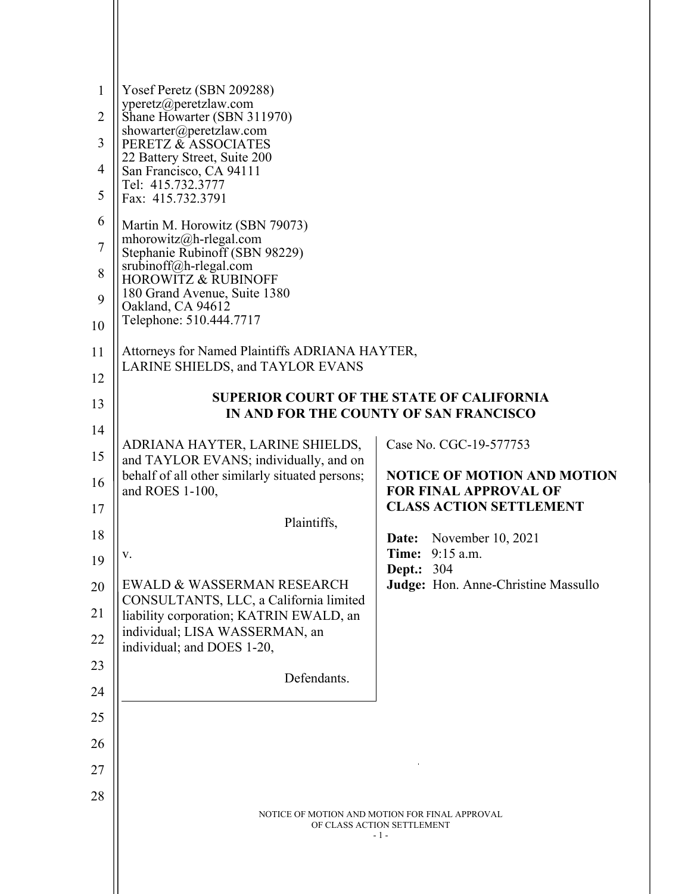Yosef Peretz (SBN 209288)
yperetz@peretzlaw.com
Shane Howarter (SBN 311970)
showarter@peretzlaw.com
PERETZ & ASSOCIATES
22 Battery Street, Suite 200
San Francisco, CA 94111
Tel: 415.732.3777
Fax: 415.732.3791

Martin M. Horowitz (SBN 79073)
mhorowitz@h-rlegal.com
Stephanie Rubinoff (SBN 98229)
srubinoff@h-rlegal.com
HOROWITZ & RUBINOFF
180 Grand Avenue, Suite 1380
Oakland, CA 94612
Telephone: 510.444.7717

Attorneys for Named Plaintiffs ADRIANA HAYTER, LARINE SHIELDS, and TAYLOR EVANS

**SUPERIOR COURT OF THE STATE OF CALIFORNIA**
**IN AND FOR THE COUNTY OF SAN FRANCISCO**

ADRIANA HAYTER, LARINE SHIELDS, and TAYLOR EVANS; individually, and on behalf of all other similarly situated persons; and ROES 1-100,

Plaintiffs,

v.

EWALD & WASSERMAN RESEARCH CONSULTANTS, LLC, a California limited liability corporation; KATRIN EWALD, an individual; LISA WASSERMAN, an individual; and DOES 1-20,

Defendants.

Case No. CGC-19-577753

**NOTICE OF MOTION AND MOTION FOR FINAL APPROVAL OF CLASS ACTION SETTLEMENT**

**Date:** November 10, 2021
**Time:** 9:15 a.m.
**Dept.:** 304
**Judge:** Hon. Anne-Christine Massullo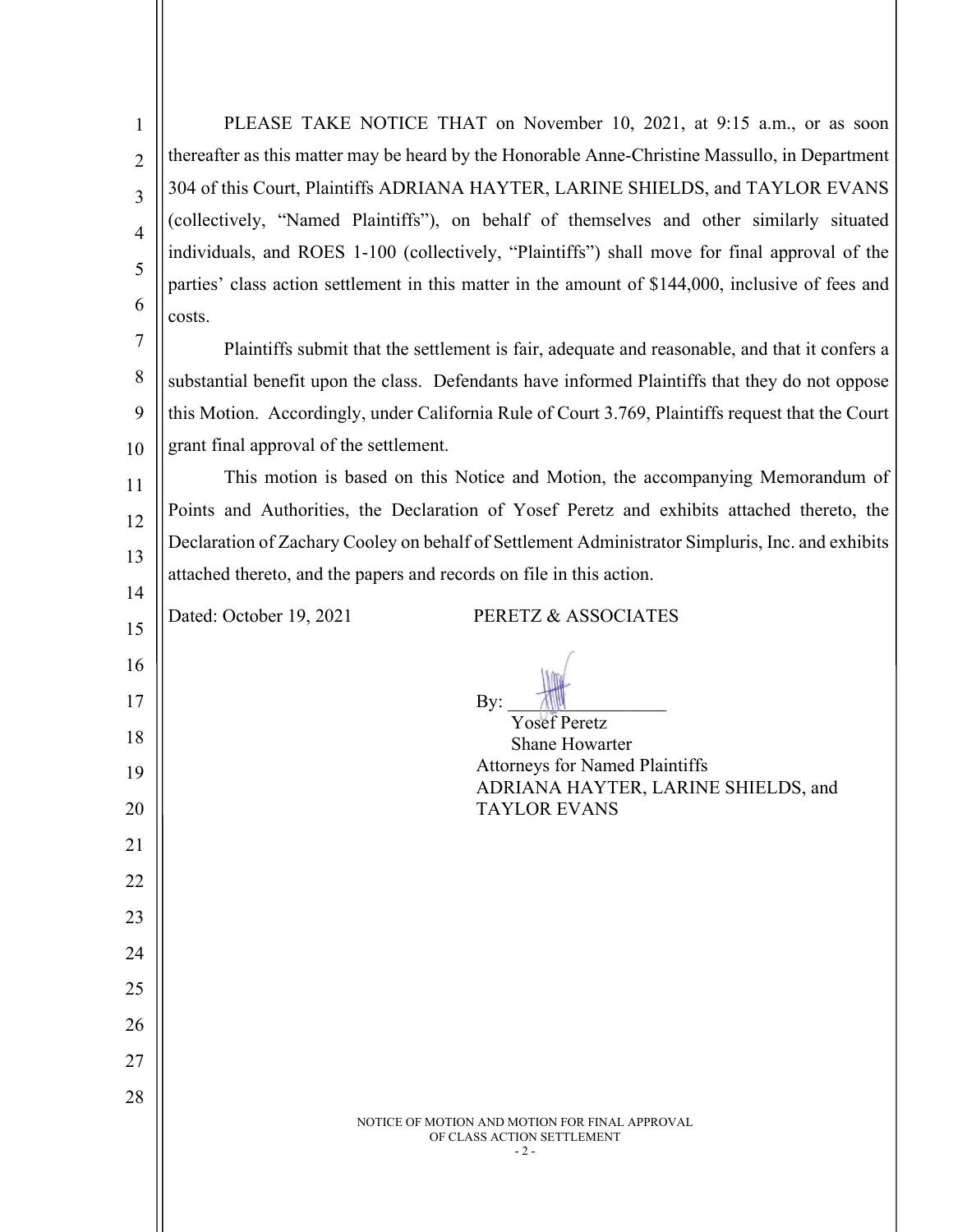PLEASE TAKE NOTICE THAT on November 10, 2021, at 9:15 a.m., or as soon thereafter as this matter may be heard by the Honorable Anne-Christine Massullo, in Department 304 of this Court, Plaintiffs ADRIANA HAYTER, LARINE SHIELDS, and TAYLOR EVANS (collectively, "Named Plaintiffs"), on behalf of themselves and other similarly situated individuals, and ROES 1-100 (collectively, "Plaintiffs") shall move for final approval of the parties' class action settlement in this matter in the amount of $144,000, inclusive of fees and costs.

Plaintiffs submit that the settlement is fair, adequate and reasonable, and that it confers a substantial benefit upon the class. Defendants have informed Plaintiffs that they do not oppose this Motion. Accordingly, under California Rule of Court 3.769, Plaintiffs request that the Court grant final approval of the settlement.

This motion is based on this Notice and Motion, the accompanying Memorandum of Points and Authorities, the Declaration of Yosef Peretz and exhibits attached thereto, the Declaration of Zachary Cooley on behalf of Settlement Administrator Simpluris, Inc. and exhibits attached thereto, and the papers and records on file in this action.

Dated: October 19, 2021

PERETZ & ASSOCIATES

By: ____________________
Yosef Peretz
Shane Howarter
Attorneys for Named Plaintiffs
ADRIANA HAYTER, LARINE SHIELDS, and
TAYLOR EVANS